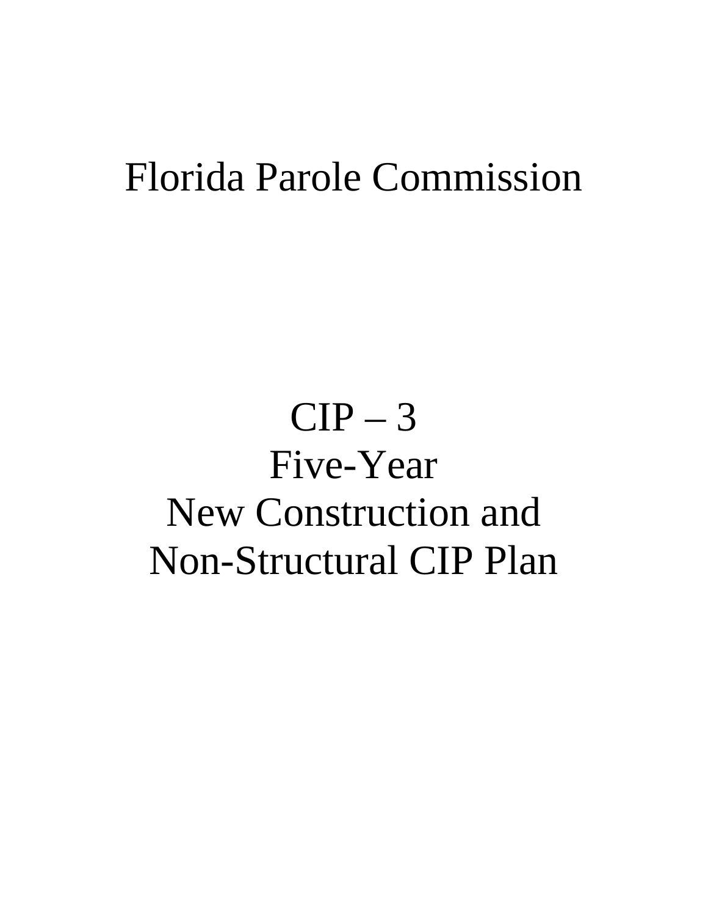# Florida Parole Commission

# CIP – 3
# Five-Year
# New Construction and
# Non-Structural CIP Plan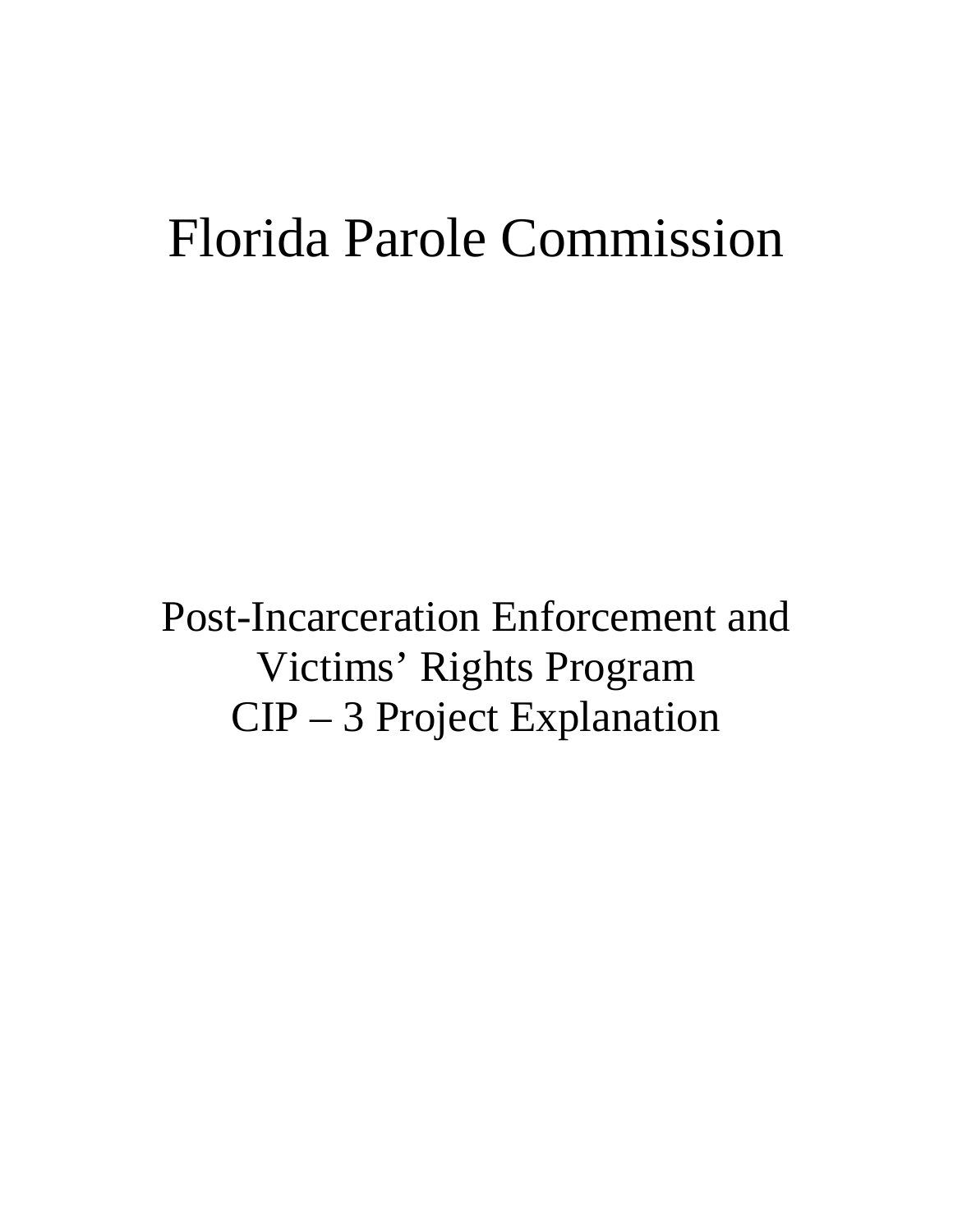# Florida Parole Commission

## Post-Incarceration Enforcement and Victims' Rights Program
## CIP – 3 Project Explanation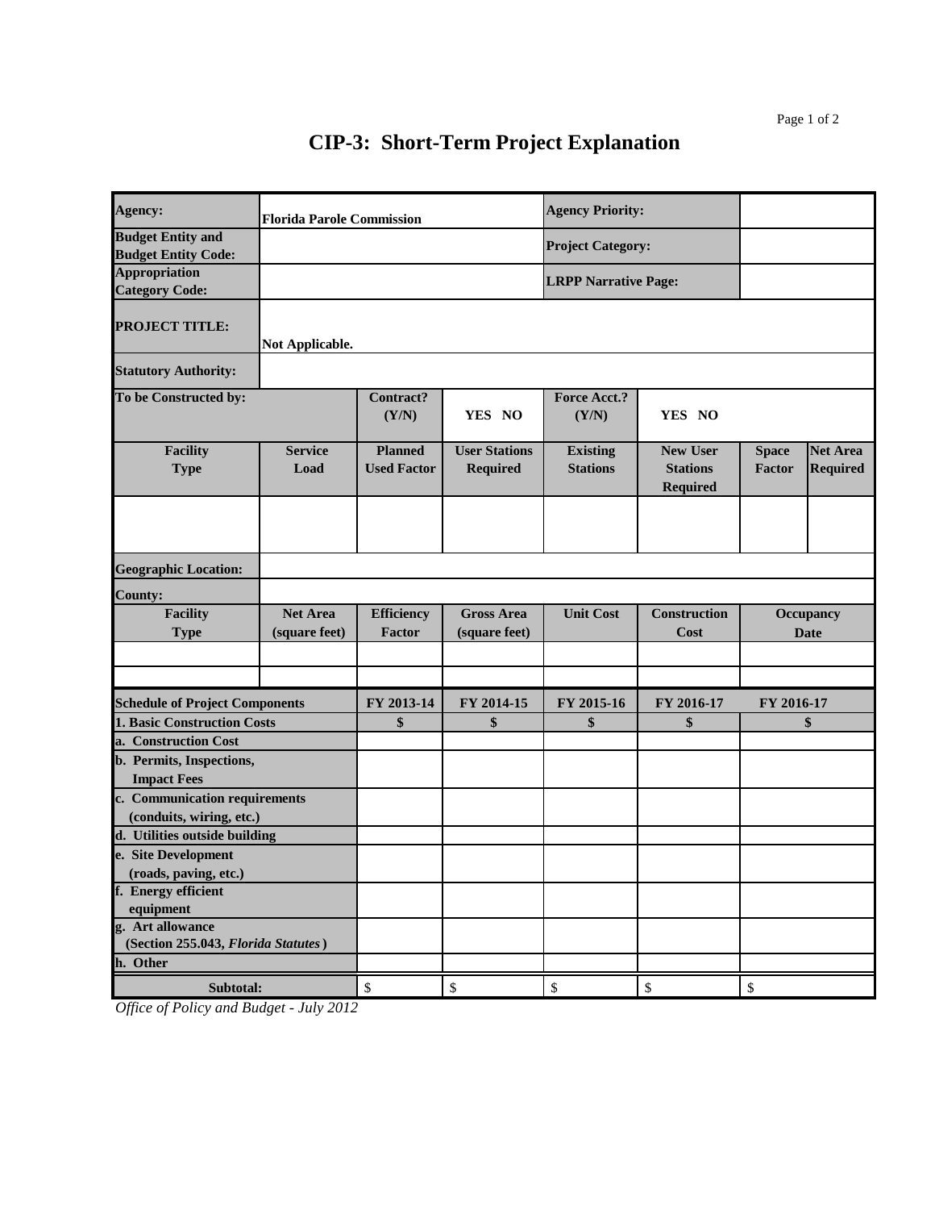# CIP-3: Short-Term Project Explanation

| Agency: | Florida Parole Commission | | | Agency Priority: | | | |
|---|---|---|---|---|---|---|---|
| Budget Entity and Budget Entity Code: | | | | Project Category: | | | |
| Appropriation Category Code: | | | | LRPP Narrative Page: | | | |
| PROJECT TITLE: | Not Applicable. | | | | | | |
| Statutory Authority: | | | | | | | |
| To be Constructed by: | | Contract? (Y/N) | YES NO | Force Acct.? (Y/N) | YES NO | | |
| Facility Type | Service Load | Planned Used Factor | User Stations Required | Existing Stations | New User Stations Required | Space Factor | Net Area Required |
| | | | | | | | |
| Geographic Location: | | | | | | | |
| County: | | | | | | | |
| Facility Type | Net Area (square feet) | Efficiency Factor | Gross Area (square feet) | Unit Cost | Construction Cost | Occupancy Date | |
| | | | | | | | |
| | | | | | | | |

| Schedule of Project Components | FY 2013-14 | FY 2014-15 | FY 2015-16 | FY 2016-17 | FY 2016-17 |
|---|---|---|---|---|---|
| 1. Basic Construction Costs | $ | $ | $ | $ | $ |
| a. Construction Cost | | | | | |
| b. Permits, Inspections, Impact Fees | | | | | |
| c. Communication requirements (conduits, wiring, etc.) | | | | | |
| d. Utilities outside building | | | | | |
| e. Site Development (roads, paving, etc.) | | | | | |
| f. Energy efficient equipment | | | | | |
| g. Art allowance (Section 255.043, *Florida Statutes*) | | | | | |
| h. Other | | | | | |
| Subtotal: | $ | $ | $ | $ | $ |

*Office of Policy and Budget - July 2012*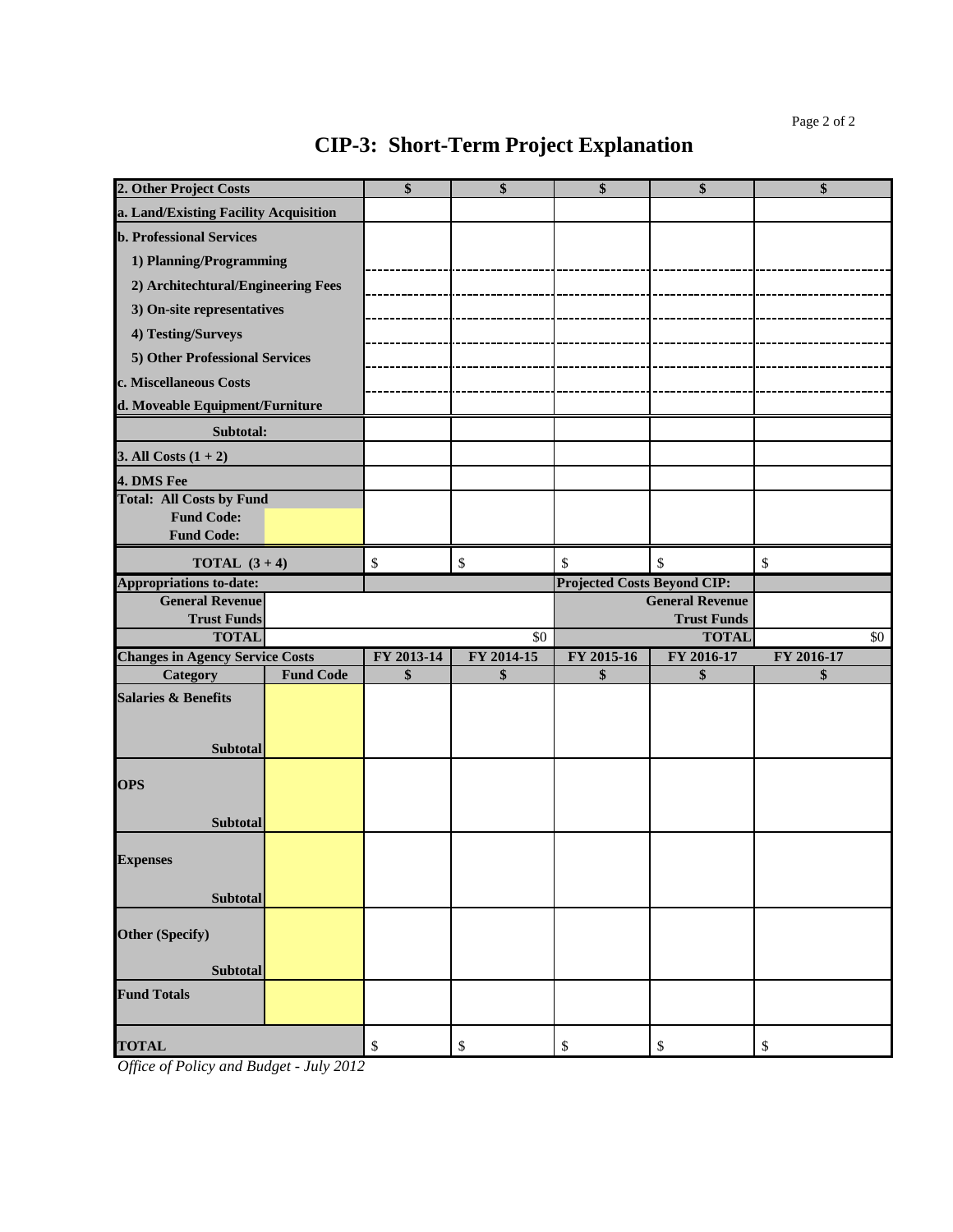# CIP-3: Short-Term Project Explanation

| 2. Other Project Costs | | $ | $ | $ | $ | $ |
|---|---|---|---|---|---|---|
| a. Land/Existing Facility Acquisition | | | | | | |
| b. Professional Services | | | | | | |
| 1) Planning/Programming | | | | | | |
| 2) Architechtural/Engineering Fees | | | | | | |
| 3) On-site representatives | | | | | | |
| 4) Testing/Surveys | | | | | | |
| 5) Other Professional Services | | | | | | |
| c. Miscellaneous Costs | | | | | | |
| d. Moveable Equipment/Furniture | | | | | | |
| Subtotal: | | | | | | |
| 3. All Costs (1 + 2) | | | | | | |
| 4. DMS Fee | | | | | | |
| Total: All Costs by Fund | | | | | | |
| Fund Code: | | | | | | |
| Fund Code: | | | | | | |
| TOTAL (3 + 4) | | $ | $ | $ | $ | $ |
| Appropriations to-date: | | | | Projected Costs Beyond CIP: | | |
| General Revenue | | | | | General Revenue | |
| Trust Funds | | | | | Trust Funds | |
| TOTAL | | | $0 | | TOTAL | $0 |
| Changes in Agency Service Costs | | FY 2013-14 | FY 2014-15 | FY 2015-16 | FY 2016-17 | FY 2016-17 |
| Category | Fund Code | $ | $ | $ | $ | $ |
| Salaries & Benefits | | | | | | |
| Subtotal | | | | | | |
| OPS | | | | | | |
| Subtotal | | | | | | |
| Expenses | | | | | | |
| Subtotal | | | | | | |
| Other (Specify) | | | | | | |
| Subtotal | | | | | | |
| Fund Totals | | | | | | |
| TOTAL | | $ | $ | $ | $ | $ |

*Office of Policy and Budget - July 2012*